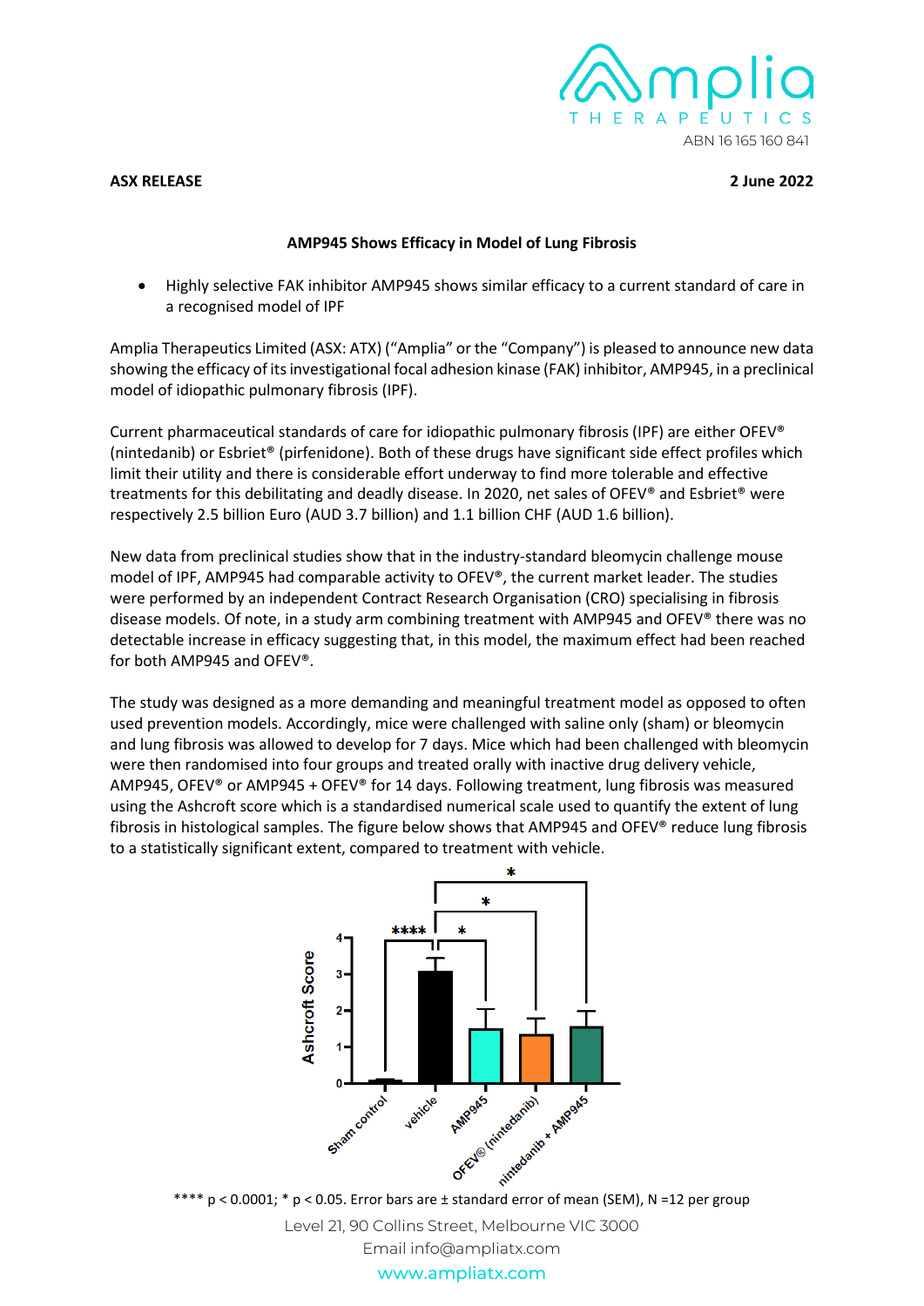ABN 16 165 160 841

**ASX RELEASE** **2 June 2022**

**AMP945 Shows Efficacy in Model of Lung Fibrosis**

- Highly selective FAK inhibitor AMP945 shows similar efficacy to a current standard of care in a recognised model of IPF

Amplia Therapeutics Limited (ASX: ATX) ("Amplia" or the "Company") is pleased to announce new data showing the efficacy of its investigational focal adhesion kinase (FAK) inhibitor, AMP945, in a preclinical model of idiopathic pulmonary fibrosis (IPF).

Current pharmaceutical standards of care for idiopathic pulmonary fibrosis (IPF) are either OFEV® (nintedanib) or Esbriet® (pirfenidone). Both of these drugs have significant side effect profiles which limit their utility and there is considerable effort underway to find more tolerable and effective treatments for this debilitating and deadly disease. In 2020, net sales of OFEV® and Esbriet® were respectively 2.5 billion Euro (AUD 3.7 billion) and 1.1 billion CHF (AUD 1.6 billion).

New data from preclinical studies show that in the industry-standard bleomycin challenge mouse model of IPF, AMP945 had comparable activity to OFEV®, the current market leader. The studies were performed by an independent Contract Research Organisation (CRO) specialising in fibrosis disease models. Of note, in a study arm combining treatment with AMP945 and OFEV® there was no detectable increase in efficacy suggesting that, in this model, the maximum effect had been reached for both AMP945 and OFEV®.

The study was designed as a more demanding and meaningful treatment model as opposed to often used prevention models. Accordingly, mice were challenged with saline only (sham) or bleomycin and lung fibrosis was allowed to develop for 7 days. Mice which had been challenged with bleomycin were then randomised into four groups and treated orally with inactive drug delivery vehicle, AMP945, OFEV® or AMP945 + OFEV® for 14 days. Following treatment, lung fibrosis was measured using the Ashcroft score which is a standardised numerical scale used to quantify the extent of lung fibrosis in histological samples. The figure below shows that AMP945 and OFEV® reduce lung fibrosis to a statistically significant extent, compared to treatment with vehicle.

**** $p < 0.0001$; * $p < 0.05$. Error bars are ± standard error of mean (SEM), N =12 per group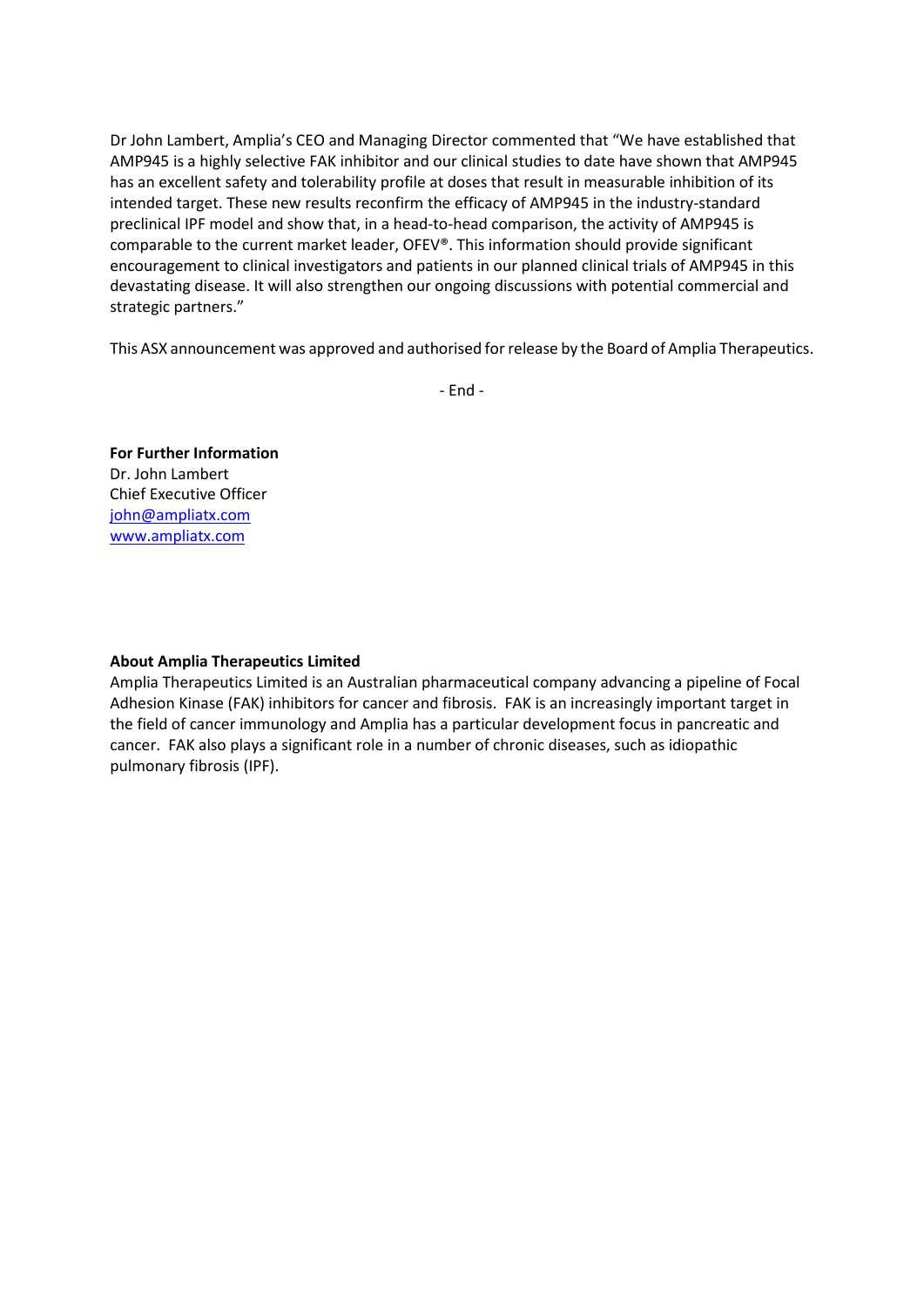Dr John Lambert, Amplia's CEO and Managing Director commented that "We have established that AMP945 is a highly selective FAK inhibitor and our clinical studies to date have shown that AMP945 has an excellent safety and tolerability profile at doses that result in measurable inhibition of its intended target. These new results reconfirm the efficacy of AMP945 in the industry-standard preclinical IPF model and show that, in a head-to-head comparison, the activity of AMP945 is comparable to the current market leader, OFEV®. This information should provide significant encouragement to clinical investigators and patients in our planned clinical trials of AMP945 in this devastating disease. It will also strengthen our ongoing discussions with potential commercial and strategic partners."

This ASX announcement was approved and authorised for release by the Board of Amplia Therapeutics.

- End -

**For Further Information**
Dr. John Lambert
Chief Executive Officer
john@ampliatx.com
www.ampliatx.com

**About Amplia Therapeutics Limited**
Amplia Therapeutics Limited is an Australian pharmaceutical company advancing a pipeline of Focal Adhesion Kinase (FAK) inhibitors for cancer and fibrosis. FAK is an increasingly important target in the field of cancer immunology and Amplia has a particular development focus in pancreatic and cancer. FAK also plays a significant role in a number of chronic diseases, such as idiopathic pulmonary fibrosis (IPF).